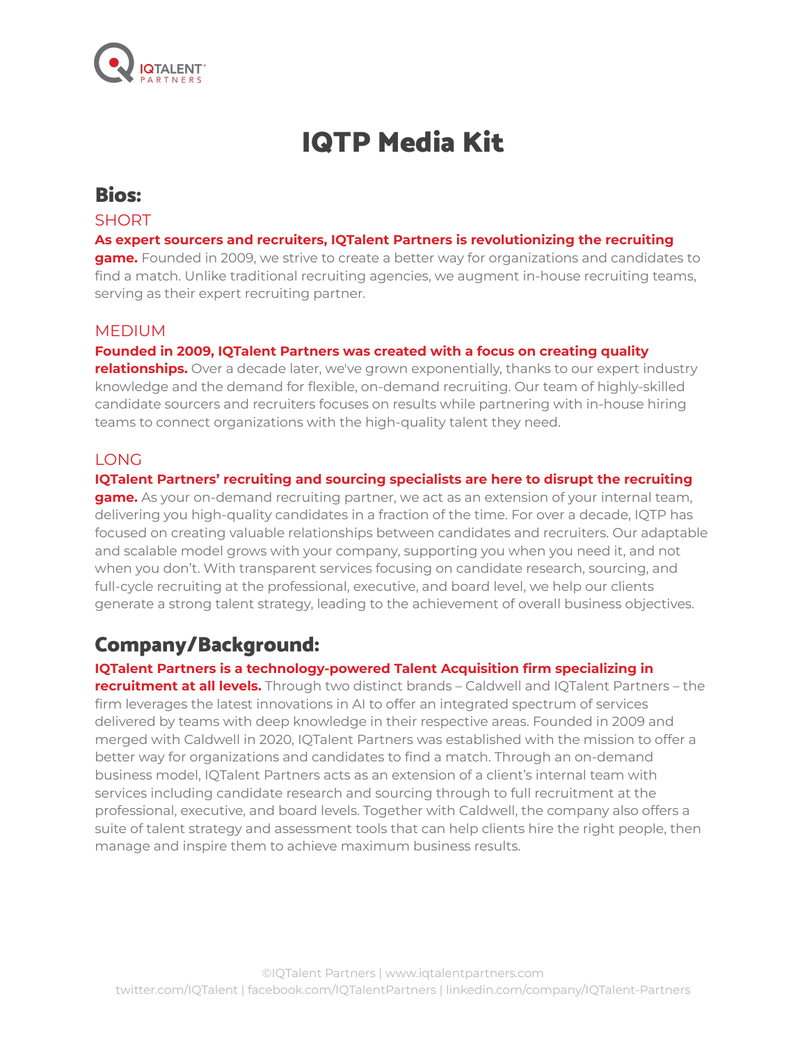# IQTP Media Kit

## Bios:

### SHORT

**As expert sourcers and recruiters, IQTalent Partners is revolutionizing the recruiting game.** Founded in 2009, we strive to create a better way for organizations and candidates to find a match. Unlike traditional recruiting agencies, we augment in-house recruiting teams, serving as their expert recruiting partner.

### MEDIUM

**Founded in 2009, IQTalent Partners was created with a focus on creating quality relationships.** Over a decade later, we've grown exponentially, thanks to our expert industry knowledge and the demand for flexible, on-demand recruiting. Our team of highly-skilled candidate sourcers and recruiters focuses on results while partnering with in-house hiring teams to connect organizations with the high-quality talent they need.

### LONG

**IQTalent Partners' recruiting and sourcing specialists are here to disrupt the recruiting game.** As your on-demand recruiting partner, we act as an extension of your internal team, delivering you high-quality candidates in a fraction of the time. For over a decade, IQTP has focused on creating valuable relationships between candidates and recruiters. Our adaptable and scalable model grows with your company, supporting you when you need it, and not when you don't. With transparent services focusing on candidate research, sourcing, and full-cycle recruiting at the professional, executive, and board level, we help our clients generate a strong talent strategy, leading to the achievement of overall business objectives.

## Company/Background:

**IQTalent Partners is a technology-powered Talent Acquisition firm specializing in recruitment at all levels.** Through two distinct brands – Caldwell and IQTalent Partners – the firm leverages the latest innovations in AI to offer an integrated spectrum of services delivered by teams with deep knowledge in their respective areas. Founded in 2009 and merged with Caldwell in 2020, IQTalent Partners was established with the mission to offer a better way for organizations and candidates to find a match. Through an on-demand business model, IQTalent Partners acts as an extension of a client's internal team with services including candidate research and sourcing through to full recruitment at the professional, executive, and board levels. Together with Caldwell, the company also offers a suite of talent strategy and assessment tools that can help clients hire the right people, then manage and inspire them to achieve maximum business results.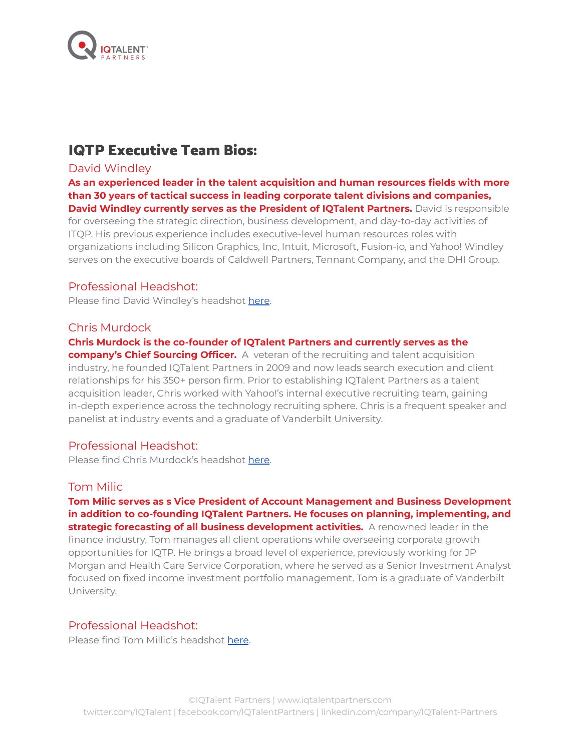# IQTP Executive Team Bios:

## David Windley

**As an experienced leader in the talent acquisition and human resources fields with more than 30 years of tactical success in leading corporate talent divisions and companies, David Windley currently serves as the President of IQTalent Partners.** David is responsible for overseeing the strategic direction, business development, and day-to-day activities of ITQP. His previous experience includes executive-level human resources roles with organizations including Silicon Graphics, Inc, Intuit, Microsoft, Fusion-io, and Yahoo! Windley serves on the executive boards of Caldwell Partners, Tennant Company, and the DHI Group.

### Professional Headshot:

Please find David Windley's headshot here.

## Chris Murdock

**Chris Murdock is the co-founder of IQTalent Partners and currently serves as the company's Chief Sourcing Officer.** A veteran of the recruiting and talent acquisition industry, he founded IQTalent Partners in 2009 and now leads search execution and client relationships for his 350+ person firm. Prior to establishing IQTalent Partners as a talent acquisition leader, Chris worked with Yahoo!'s internal executive recruiting team, gaining in-depth experience across the technology recruiting sphere. Chris is a frequent speaker and panelist at industry events and a graduate of Vanderbilt University.

### Professional Headshot:

Please find Chris Murdock's headshot here.

## Tom Milic

**Tom Milic serves as s Vice President of Account Management and Business Development in addition to co-founding IQTalent Partners. He focuses on planning, implementing, and strategic forecasting of all business development activities.** A renowned leader in the finance industry, Tom manages all client operations while overseeing corporate growth opportunities for IQTP. He brings a broad level of experience, previously working for JP Morgan and Health Care Service Corporation, where he served as a Senior Investment Analyst focused on fixed income investment portfolio management. Tom is a graduate of Vanderbilt University.

### Professional Headshot:

Please find Tom Millic's headshot here.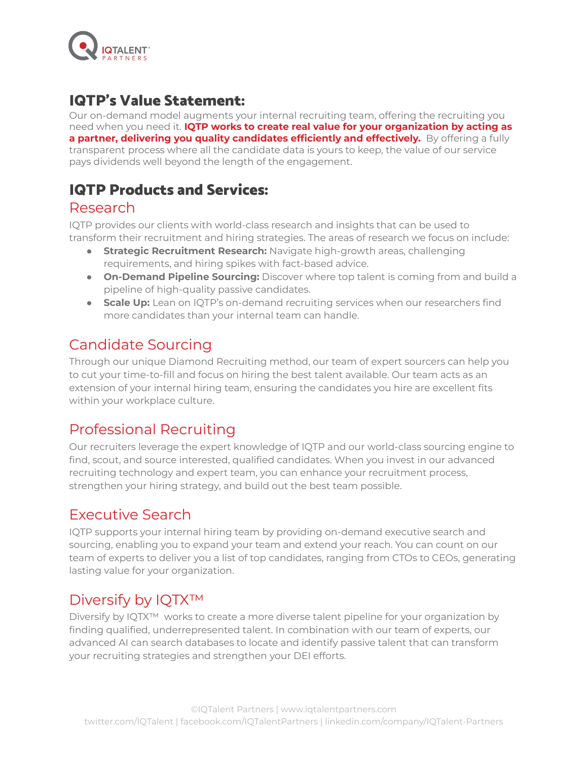## IQTP's Value Statement:

Our on-demand model augments your internal recruiting team, offering the recruiting you need when you need it. **IQTP works to create real value for your organization by acting as a partner, delivering you quality candidates efficiently and effectively.** By offering a fully transparent process where all the candidate data is yours to keep, the value of our service pays dividends well beyond the length of the engagement.

## IQTP Products and Services:

### Research

IQTP provides our clients with world-class research and insights that can be used to transform their recruitment and hiring strategies. The areas of research we focus on include:

- **Strategic Recruitment Research:** Navigate high-growth areas, challenging requirements, and hiring spikes with fact-based advice.
- **On-Demand Pipeline Sourcing:** Discover where top talent is coming from and build a pipeline of high-quality passive candidates.
- **Scale Up:** Lean on IQTP's on-demand recruiting services when our researchers find more candidates than your internal team can handle.

### Candidate Sourcing

Through our unique Diamond Recruiting method, our team of expert sourcers can help you to cut your time-to-fill and focus on hiring the best talent available. Our team acts as an extension of your internal hiring team, ensuring the candidates you hire are excellent fits within your workplace culture.

### Professional Recruiting

Our recruiters leverage the expert knowledge of IQTP and our world-class sourcing engine to find, scout, and source interested, qualified candidates. When you invest in our advanced recruiting technology and expert team, you can enhance your recruitment process, strengthen your hiring strategy, and build out the best team possible.

### Executive Search

IQTP supports your internal hiring team by providing on-demand executive search and sourcing, enabling you to expand your team and extend your reach. You can count on our team of experts to deliver you a list of top candidates, ranging from CTOs to CEOs, generating lasting value for your organization.

### Diversify by IQTX™

Diversify by IQTX™ works to create a more diverse talent pipeline for your organization by finding qualified, underrepresented talent. In combination with our team of experts, our advanced AI can search databases to locate and identify passive talent that can transform your recruiting strategies and strengthen your DEI efforts.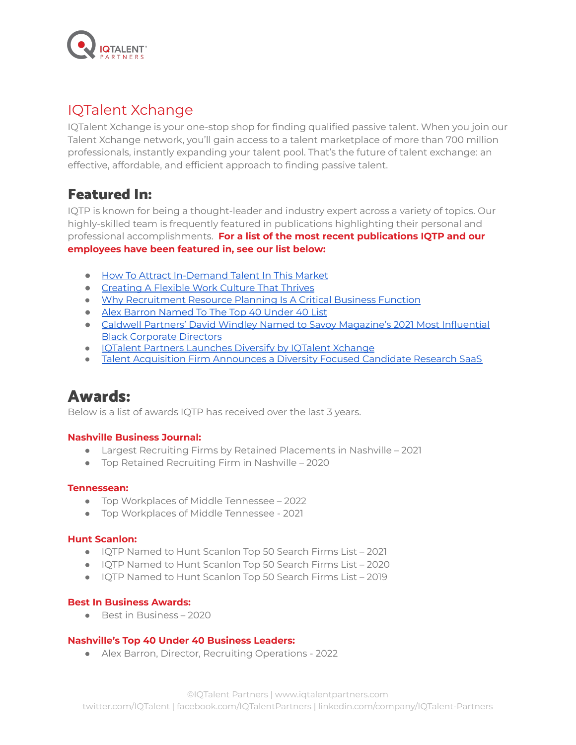## IQTalent Xchange

IQTalent Xchange is your one-stop shop for finding qualified passive talent. When you join our Talent Xchange network, you'll gain access to a talent marketplace of more than 700 million professionals, instantly expanding your talent pool. That's the future of talent exchange: an effective, affordable, and efficient approach to finding passive talent.

## Featured In:

IQTP is known for being a thought-leader and industry expert across a variety of topics. Our highly-skilled team is frequently featured in publications highlighting their personal and professional accomplishments. **For a list of the most recent publications IQTP and our employees have been featured in, see our list below:**

- How To Attract In-Demand Talent In This Market
- Creating A Flexible Work Culture That Thrives
- Why Recruitment Resource Planning Is A Critical Business Function
- Alex Barron Named To The Top 40 Under 40 List
- Caldwell Partners' David Windley Named to Savoy Magazine's 2021 Most Influential Black Corporate Directors
- IQTalent Partners Launches Diversify by IQTalent Xchange
- Talent Acquisition Firm Announces a Diversity Focused Candidate Research SaaS

## Awards:

Below is a list of awards IQTP has received over the last 3 years.

**Nashville Business Journal:**

- Largest Recruiting Firms by Retained Placements in Nashville – 2021
- Top Retained Recruiting Firm in Nashville – 2020

**Tennessean:**

- Top Workplaces of Middle Tennessee – 2022
- Top Workplaces of Middle Tennessee - 2021

**Hunt Scanlon:**

- IQTP Named to Hunt Scanlon Top 50 Search Firms List – 2021
- IQTP Named to Hunt Scanlon Top 50 Search Firms List – 2020
- IQTP Named to Hunt Scanlon Top 50 Search Firms List – 2019

**Best In Business Awards:**

- Best in Business – 2020

**Nashville's Top 40 Under 40 Business Leaders:**

- Alex Barron, Director, Recruiting Operations - 2022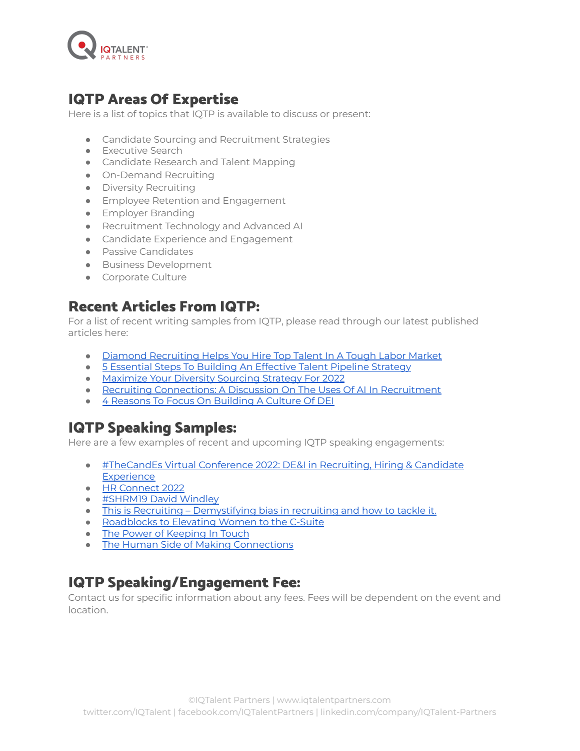## IQTP Areas Of Expertise

Here is a list of topics that IQTP is available to discuss or present:

- Candidate Sourcing and Recruitment Strategies
- Executive Search
- Candidate Research and Talent Mapping
- On-Demand Recruiting
- Diversity Recruiting
- Employee Retention and Engagement
- Employer Branding
- Recruitment Technology and Advanced AI
- Candidate Experience and Engagement
- Passive Candidates
- Business Development
- Corporate Culture

## Recent Articles From IQTP:

For a list of recent writing samples from IQTP, please read through our latest published articles here:

- Diamond Recruiting Helps You Hire Top Talent In A Tough Labor Market
- 5 Essential Steps To Building An Effective Talent Pipeline Strategy
- Maximize Your Diversity Sourcing Strategy For 2022
- Recruiting Connections: A Discussion On The Uses Of AI In Recruitment
- 4 Reasons To Focus On Building A Culture Of DEI

## IQTP Speaking Samples:

Here are a few examples of recent and upcoming IQTP speaking engagements:

- #TheCandEs Virtual Conference 2022: DE&I in Recruiting, Hiring & Candidate Experience
- HR Connect 2022
- #SHRM19 David Windley
- This is Recruiting – Demystifying bias in recruiting and how to tackle it.
- Roadblocks to Elevating Women to the C-Suite
- The Power of Keeping In Touch
- The Human Side of Making Connections

## IQTP Speaking/Engagement Fee:

Contact us for specific information about any fees. Fees will be dependent on the event and location.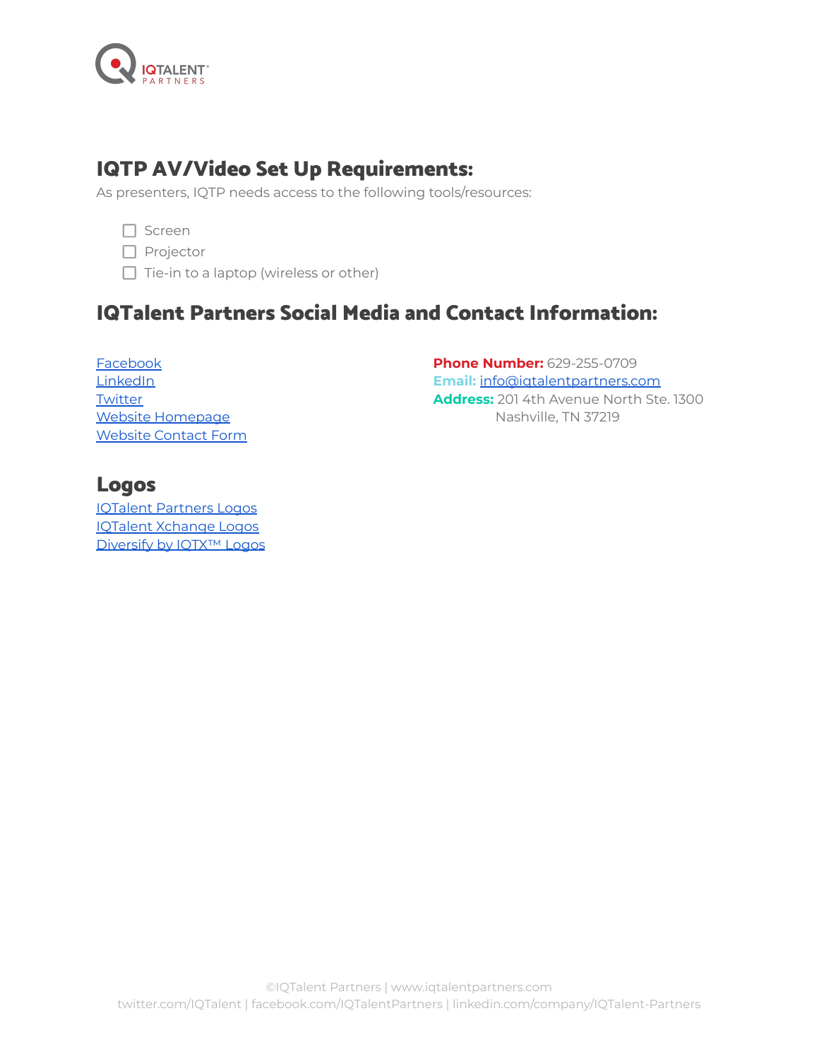## IQTP AV/Video Set Up Requirements:

As presenters, IQTP needs access to the following tools/resources:

- [ ] Screen
- [ ] Projector
- [ ] Tie-in to a laptop (wireless or other)

## IQTalent Partners Social Media and Contact Information:

Facebook
LinkedIn
Twitter
Website Homepage
Website Contact Form

**Phone Number:** 629-255-0709
**Email:** info@iqtalentpartners.com
**Address:** 201 4th Avenue North Ste. 1300
Nashville, TN 37219

## Logos

IQTalent Partners Logos
IQTalent Xchange Logos
Diversify by IQTX™ Logos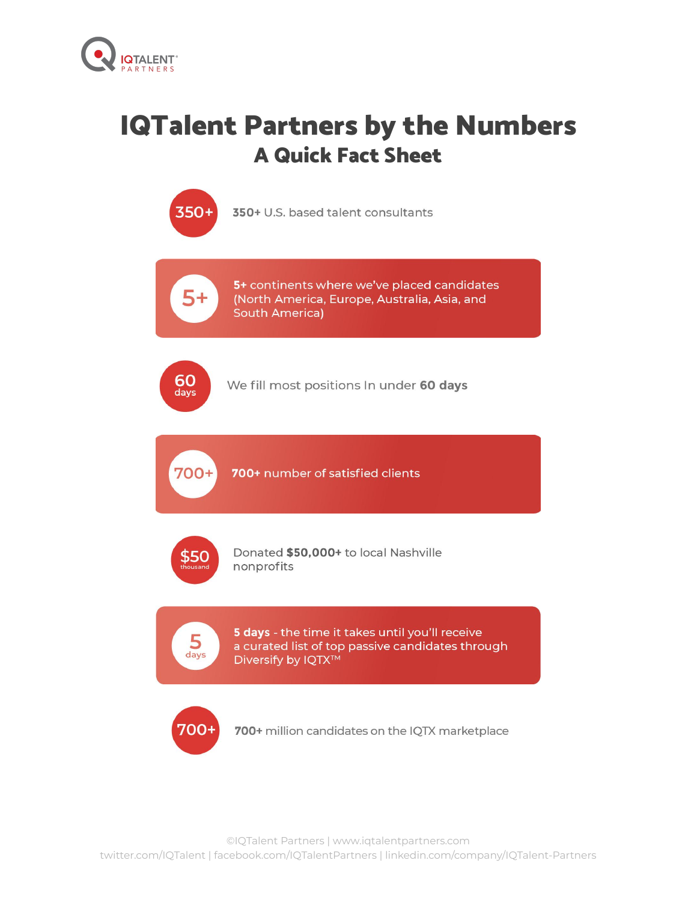IQTALENT PARTNERS

# IQTalent Partners by the Numbers

## A Quick Fact Sheet

350+

**350+** U.S. based talent consultants

5+

**5+** continents where we've placed candidates (North America, Europe, Australia, Asia, and South America)

60 days

We fill most positions In under **60 days**

700+

**700+** number of satisfied clients

$50 thousand

Donated **$50,000+** to local Nashville nonprofits

5 days

**5 days** - the time it takes until you'll receive a curated list of top passive candidates through Diversify by IQTX™

700+

**700+** million candidates on the IQTX marketplace

©IQTalent Partners | www.iqtalentpartners.com
twitter.com/IQTalent | facebook.com/IQTalentPartners | linkedin.com/company/IQTalent-Partners